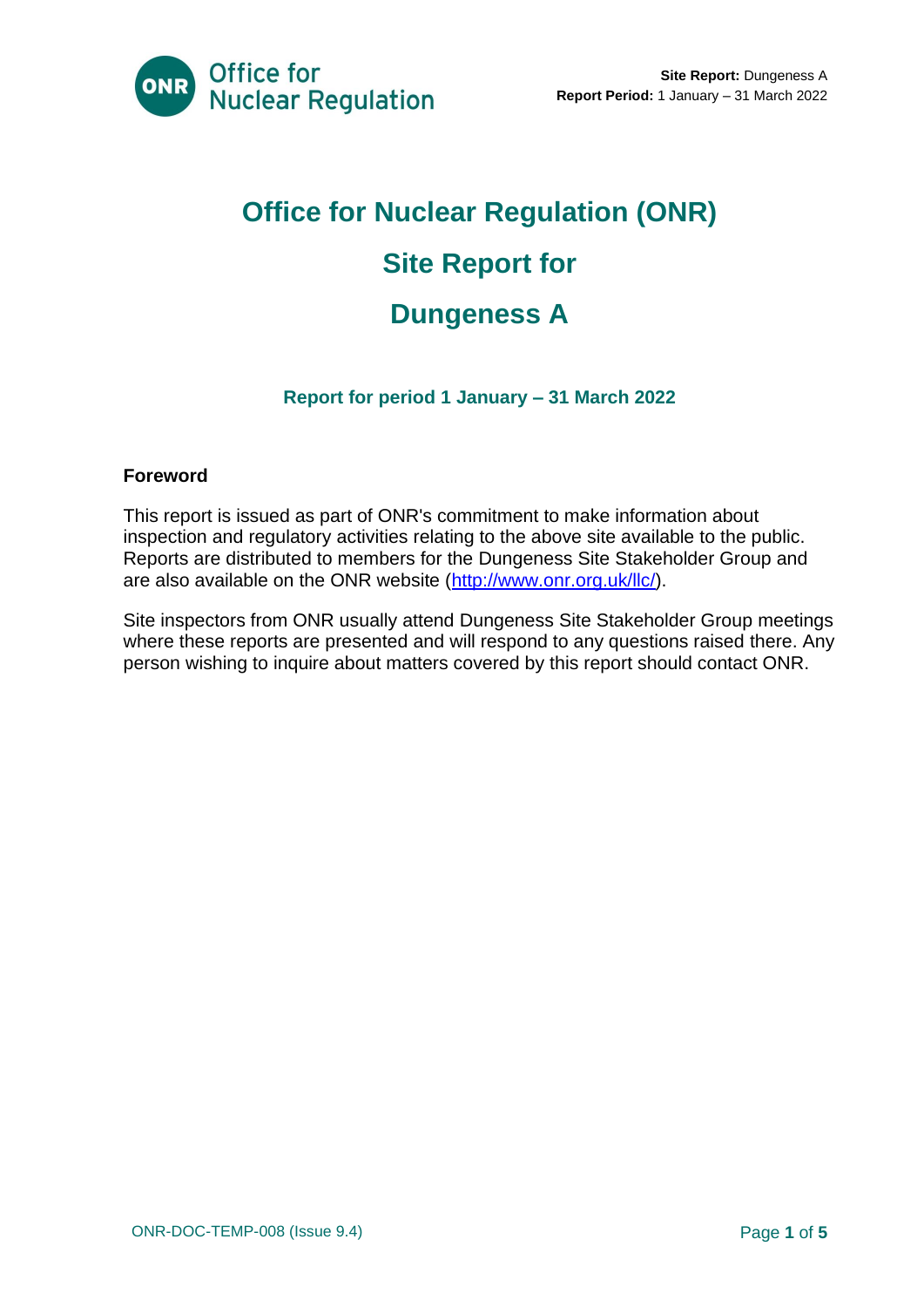# Office for Nuclear Regulation (ONR)

# Site Report for

# Dungeness A

### Report for period 1 January – 31 March 2022

**Foreword**

This report is issued as part of ONR's commitment to make information about inspection and regulatory activities relating to the above site available to the public. Reports are distributed to members for the Dungeness Site Stakeholder Group and are also available on the ONR website (http://www.onr.org.uk/llc/).

Site inspectors from ONR usually attend Dungeness Site Stakeholder Group meetings where these reports are presented and will respond to any questions raised there. Any person wishing to inquire about matters covered by this report should contact ONR.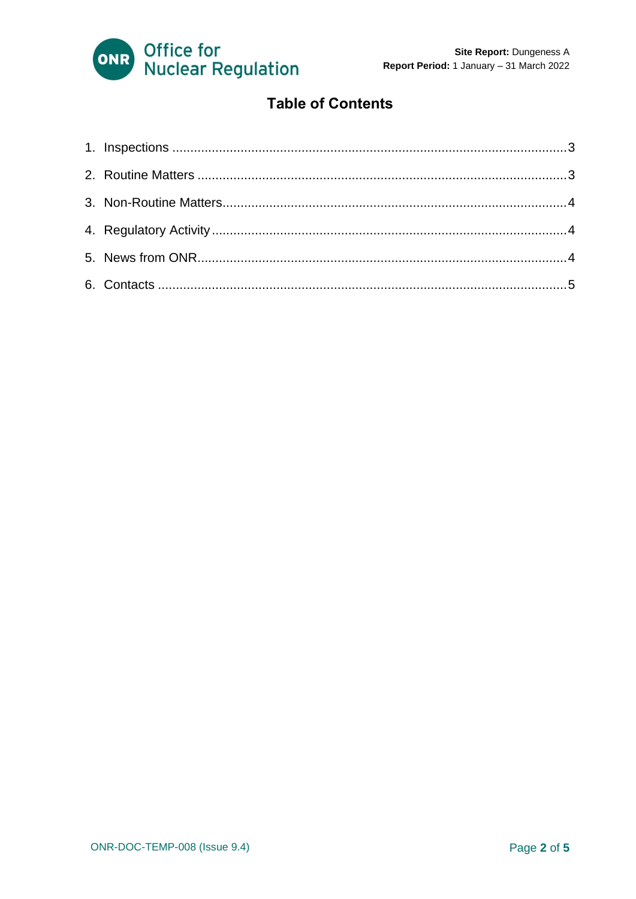# Table of Contents

1. Inspections ............................................................................................................3
2. Routine Matters .....................................................................................................3
3. Non-Routine Matters.............................................................................................4
4. Regulatory Activity ................................................................................................4
5. News from ONR.....................................................................................................4
6. Contacts ................................................................................................................5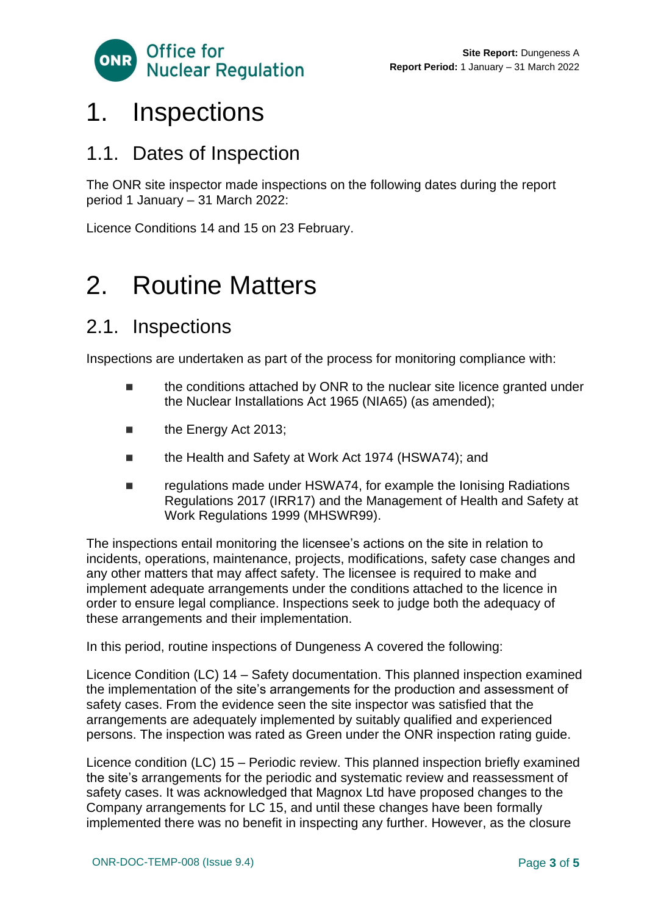# 1. Inspections

## 1.1. Dates of Inspection

The ONR site inspector made inspections on the following dates during the report period 1 January – 31 March 2022:

Licence Conditions 14 and 15 on 23 February.

# 2. Routine Matters

## 2.1. Inspections

Inspections are undertaken as part of the process for monitoring compliance with:

- the conditions attached by ONR to the nuclear site licence granted under the Nuclear Installations Act 1965 (NIA65) (as amended);
- the Energy Act 2013;
- the Health and Safety at Work Act 1974 (HSWA74); and
- regulations made under HSWA74, for example the Ionising Radiations Regulations 2017 (IRR17) and the Management of Health and Safety at Work Regulations 1999 (MHSWR99).

The inspections entail monitoring the licensee's actions on the site in relation to incidents, operations, maintenance, projects, modifications, safety case changes and any other matters that may affect safety. The licensee is required to make and implement adequate arrangements under the conditions attached to the licence in order to ensure legal compliance. Inspections seek to judge both the adequacy of these arrangements and their implementation.

In this period, routine inspections of Dungeness A covered the following:

Licence Condition (LC) 14 – Safety documentation. This planned inspection examined the implementation of the site's arrangements for the production and assessment of safety cases. From the evidence seen the site inspector was satisfied that the arrangements are adequately implemented by suitably qualified and experienced persons. The inspection was rated as Green under the ONR inspection rating guide.

Licence condition (LC) 15 – Periodic review. This planned inspection briefly examined the site's arrangements for the periodic and systematic review and reassessment of safety cases. It was acknowledged that Magnox Ltd have proposed changes to the Company arrangements for LC 15, and until these changes have been formally implemented there was no benefit in inspecting any further. However, as the closure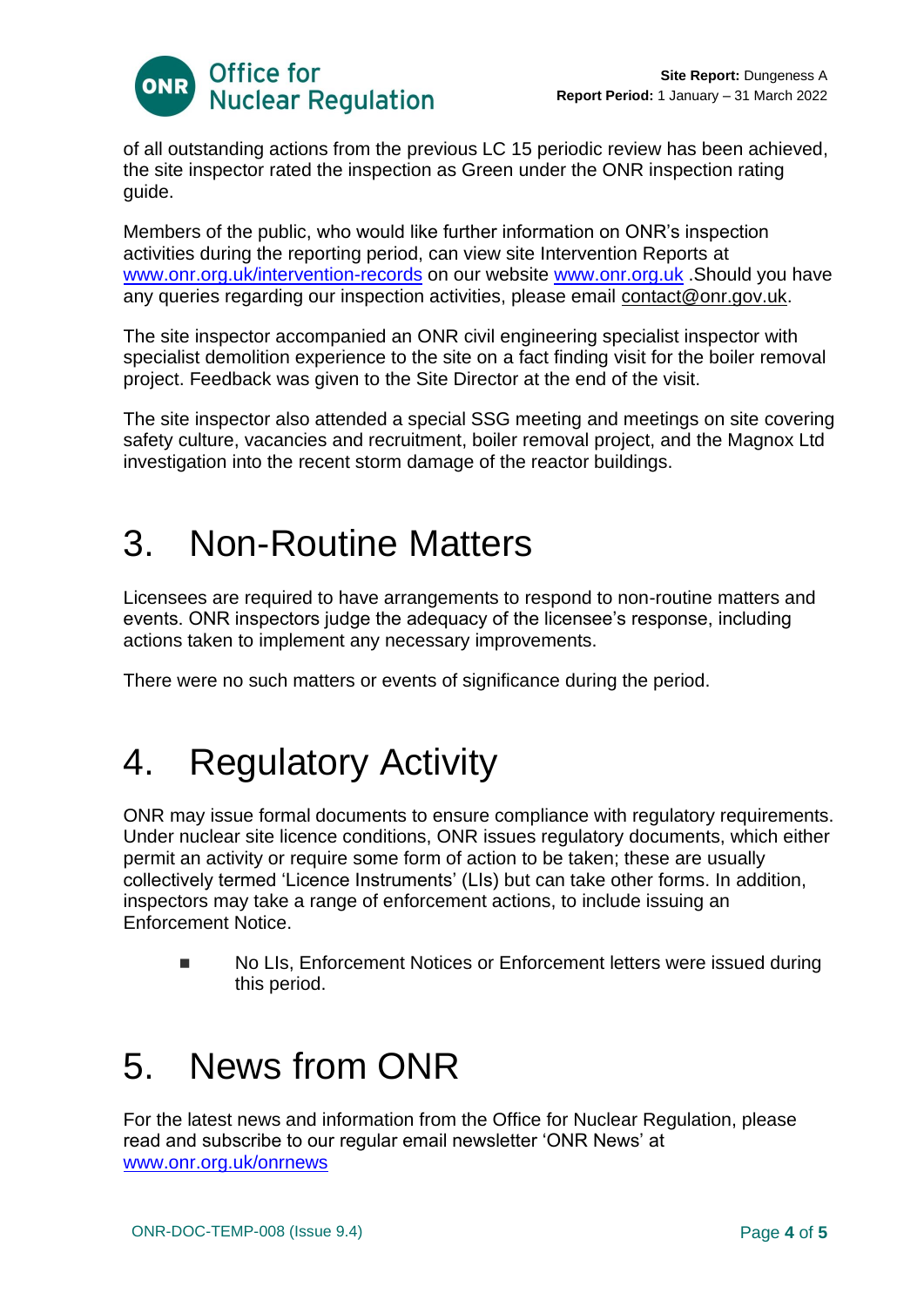of all outstanding actions from the previous LC 15 periodic review has been achieved, the site inspector rated the inspection as Green under the ONR inspection rating guide.

Members of the public, who would like further information on ONR's inspection activities during the reporting period, can view site Intervention Reports at [www.onr.org.uk/intervention-records](http://www.onr.org.uk/intervention-records) on our website [www.onr.org.uk](http://www.onr.org.uk) .Should you have any queries regarding our inspection activities, please email contact@onr.gov.uk.

The site inspector accompanied an ONR civil engineering specialist inspector with specialist demolition experience to the site on a fact finding visit for the boiler removal project. Feedback was given to the Site Director at the end of the visit.

The site inspector also attended a special SSG meeting and meetings on site covering safety culture, vacancies and recruitment, boiler removal project, and the Magnox Ltd investigation into the recent storm damage of the reactor buildings.

# 3. Non-Routine Matters

Licensees are required to have arrangements to respond to non-routine matters and events. ONR inspectors judge the adequacy of the licensee's response, including actions taken to implement any necessary improvements.

There were no such matters or events of significance during the period.

# 4. Regulatory Activity

ONR may issue formal documents to ensure compliance with regulatory requirements. Under nuclear site licence conditions, ONR issues regulatory documents, which either permit an activity or require some form of action to be taken; these are usually collectively termed 'Licence Instruments' (LIs) but can take other forms. In addition, inspectors may take a range of enforcement actions, to include issuing an Enforcement Notice.

- No LIs, Enforcement Notices or Enforcement letters were issued during this period.

# 5. News from ONR

For the latest news and information from the Office for Nuclear Regulation, please read and subscribe to our regular email newsletter 'ONR News' at [www.onr.org.uk/onrnews](http://www.onr.org.uk/onrnews)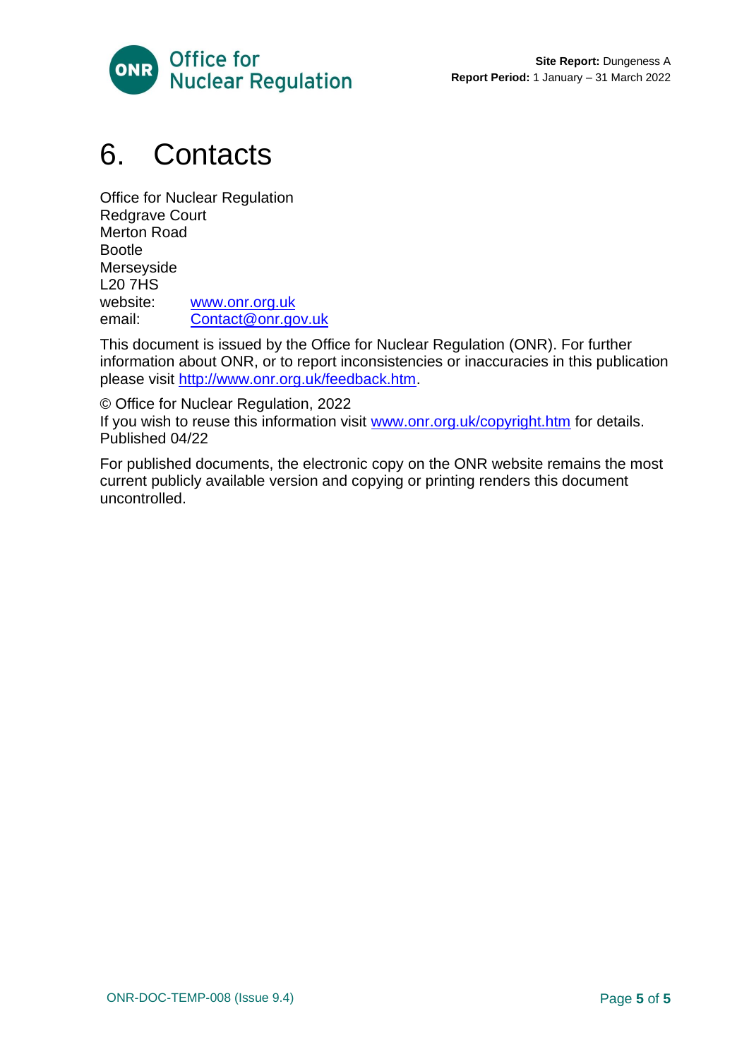# 6. Contacts

Office for Nuclear Regulation
Redgrave Court
Merton Road
Bootle
Merseyside
L20 7HS
website: www.onr.org.uk
email: Contact@onr.gov.uk

This document is issued by the Office for Nuclear Regulation (ONR). For further information about ONR, or to report inconsistencies or inaccuracies in this publication please visit http://www.onr.org.uk/feedback.htm.

© Office for Nuclear Regulation, 2022
If you wish to reuse this information visit www.onr.org.uk/copyright.htm for details.
Published 04/22

For published documents, the electronic copy on the ONR website remains the most current publicly available version and copying or printing renders this document uncontrolled.